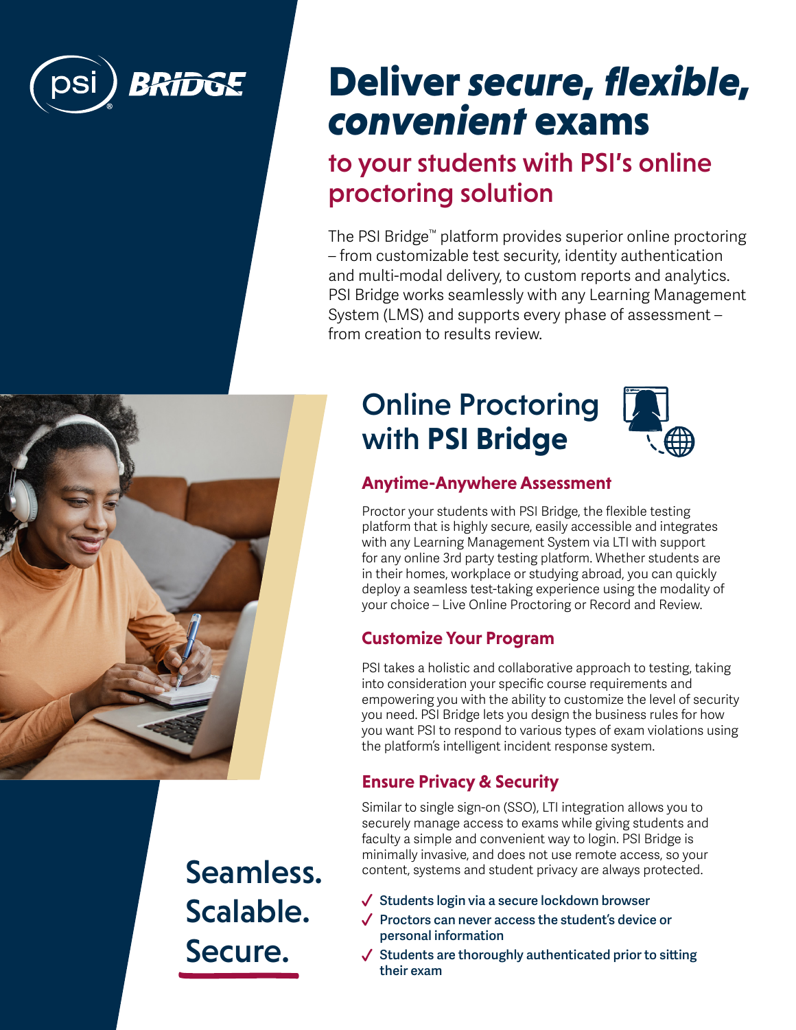# Deliver *secure, flexible, convenient* exams

## to your students with PSI's online proctoring solution

The PSI Bridge™ platform provides superior online proctoring – from customizable test security, identity authentication and multi-modal delivery, to custom reports and analytics. PSI Bridge works seamlessly with any Learning Management System (LMS) and supports every phase of assessment – from creation to results review.

## Online Proctoring with **PSI Bridge**

### Anytime-Anywhere Assessment

Proctor your students with PSI Bridge, the flexible testing platform that is highly secure, easily accessible and integrates with any Learning Management System via LTI with support for any online 3rd party testing platform. Whether students are in their homes, workplace or studying abroad, you can quickly deploy a seamless test-taking experience using the modality of your choice – Live Online Proctoring or Record and Review.

### Customize Your Program

PSI takes a holistic and collaborative approach to testing, taking into consideration your specific course requirements and empowering you with the ability to customize the level of security you need. PSI Bridge lets you design the business rules for how you want PSI to respond to various types of exam violations using the platform's intelligent incident response system.

### Ensure Privacy & Security

Similar to single sign-on (SSO), LTI integration allows you to securely manage access to exams while giving students and faculty a simple and convenient way to login. PSI Bridge is minimally invasive, and does not use remote access, so your content, systems and student privacy are always protected.

- ✓ **Students login via a secure lockdown browser**
- ✓ **Proctors can never access the student's device or personal information**
- ✓ **Students are thoroughly authenticated prior to sitting their exam**

**Seamless. Scalable. Secure.**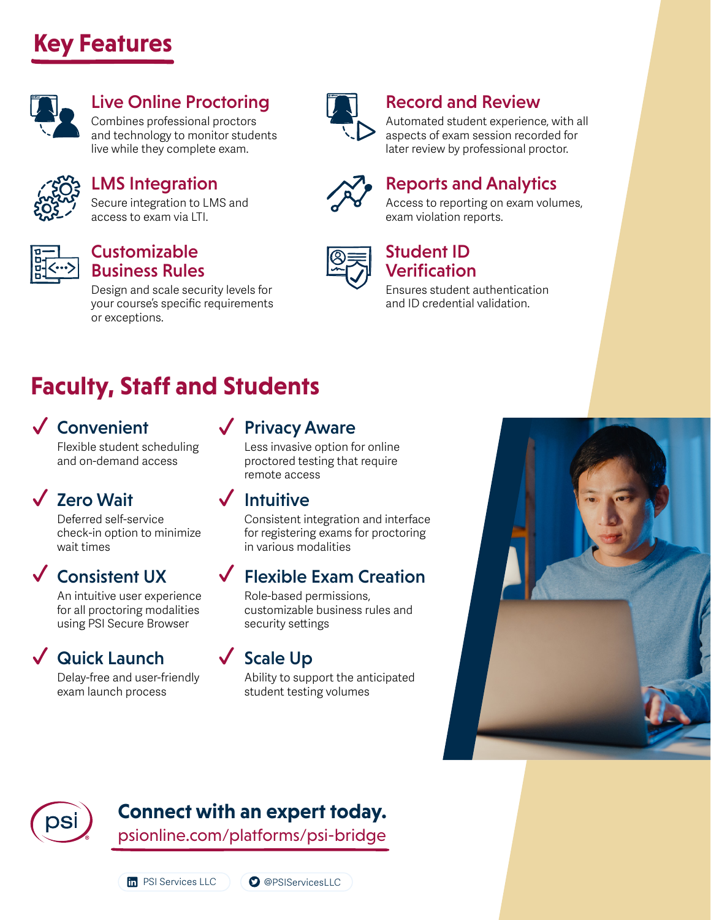## Key Features

### Live Online Proctoring

Combines professional proctors and technology to monitor students live while they complete exam.

### Record and Review

Automated student experience, with all aspects of exam session recorded for later review by professional proctor.

### LMS Integration

Secure integration to LMS and access to exam via LTI.

### Reports and Analytics

Access to reporting on exam volumes, exam violation reports.

### Customizable Business Rules

Design and scale security levels for your course's specific requirements or exceptions.

### Student ID Verification

Ensures student authentication and ID credential validation.

## Faculty, Staff and Students

### ✓ Convenient

Flexible student scheduling and on-demand access

### ✓ Zero Wait

Deferred self-service check-in option to minimize wait times

### ✓ Consistent UX

An intuitive user experience for all proctoring modalities using PSI Secure Browser

### ✓ Quick Launch

Delay-free and user-friendly exam launch process

### ✓ Privacy Aware

Less invasive option for online proctored testing that require remote access

### ✓ Intuitive

Consistent integration and interface for registering exams for proctoring in various modalities

### ✓ Flexible Exam Creation

Role-based permissions, customizable business rules and security settings

### ✓ Scale Up

Ability to support the anticipated student testing volumes

psi

**Connect with an expert today.**

psionline.com/platforms/psi-bridge

PSI Services LLC

@PSIServicesLLC